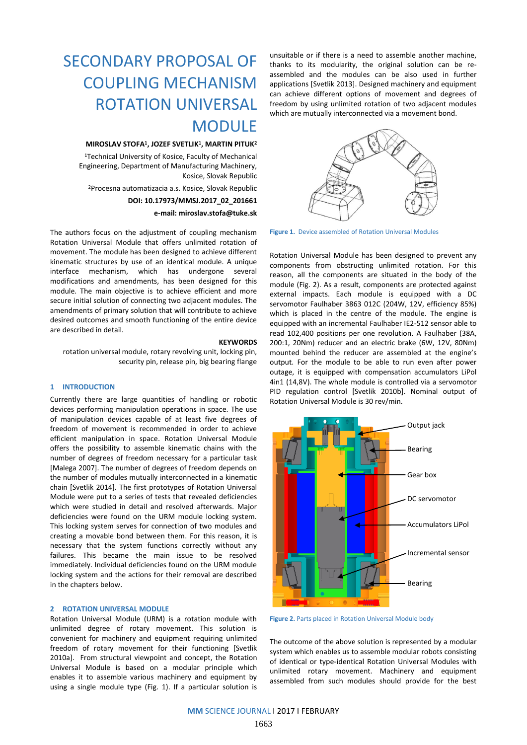# SECONDARY PROPOSAL OF COUPLING MECHANISM ROTATION UNIVERSAL MODULE

**MIROSLAV STOFA[1], JOZEF SVETLIK[1], MARTIN PITUK[2]**

[1]Technical University of Kosice, Faculty of Mechanical Engineering, Department of Manufacturing Machinery, Kosice, Slovak Republic

[2]Procesna automatizacia a.s. Kosice, Slovak Republic

**DOI: 10.17973/MMSJ.2017_02_201661**

**e-mail: miroslav.stofa@tuke.sk**

The authors focus on the adjustment of coupling mechanism Rotation Universal Module that offers unlimited rotation of movement. The module has been designed to achieve different kinematic structures by use of an identical module. A unique interface mechanism, which has undergone several modifications and amendments, has been designed for this module. The main objective is to achieve efficient and more secure initial solution of connecting two adjacent modules. The amendments of primary solution that will contribute to achieve desired outcomes and smooth functioning of the entire device are described in detail.

**KEYWORDS**

rotation universal module, rotary revolving unit, locking pin, security pin, release pin, big bearing flange

## 1 INTRODUCTION

Currently there are large quantities of handling or robotic devices performing manipulation operations in space. The use of manipulation devices capable of at least five degrees of freedom of movement is recommended in order to achieve efficient manipulation in space. Rotation Universal Module offers the possibility to assemble kinematic chains with the number of degrees of freedom necessary for a particular task [Malega 2007]. The number of degrees of freedom depends on the number of modules mutually interconnected in a kinematic chain [Svetlik 2014]. The first prototypes of Rotation Universal Module were put to a series of tests that revealed deficiencies which were studied in detail and resolved afterwards. Major deficiencies were found on the URM module locking system. This locking system serves for connection of two modules and creating a movable bond between them. For this reason, it is necessary that the system functions correctly without any failures. This became the main issue to be resolved immediately. Individual deficiencies found on the URM module locking system and the actions for their removal are described in the chapters below.

## 2 ROTATION UNIVERSAL MODULE

Rotation Universal Module (URM) is a rotation module with unlimited degree of rotary movement. This solution is convenient for machinery and equipment requiring unlimited freedom of rotary movement for their functioning [Svetlik 2010a]. From structural viewpoint and concept, the Rotation Universal Module is based on a modular principle which enables it to assemble various machinery and equipment by using a single module type (Fig. 1). If a particular solution is unsuitable or if there is a need to assemble another machine, thanks to its modularity, the original solution can be re-assembled and the modules can be also used in further applications [Svetlik 2013]. Designed machinery and equipment can achieve different options of movement and degrees of freedom by using unlimited rotation of two adjacent modules which are mutually interconnected via a movement bond.

**Figure 1.** Device assembled of Rotation Universal Modules

Rotation Universal Module has been designed to prevent any components from obstructing unlimited rotation. For this reason, all the components are situated in the body of the module (Fig. 2). As a result, components are protected against external impacts. Each module is equipped with a DC servomotor Faulhaber 3863 012C (204W, 12V, efficiency 85%) which is placed in the centre of the module. The engine is equipped with an incremental Faulhaber IE2-512 sensor able to read 102,400 positions per one revolution. A Faulhaber (38A, 200:1, 20Nm) reducer and an electric brake (6W, 12V, 80Nm) mounted behind the reducer are assembled at the engine's output. For the module to be able to run even after power outage, it is equipped with compensation accumulators LiPol 4in1 (14,8V). The whole module is controlled via a servomotor PID regulation control [Svetlik 2010b]. Nominal output of Rotation Universal Module is 30 rev/min.

Output jack

Bearing

Gear box

DC servomotor

Accumulators LiPol

Incremental sensor

Bearing

**Figure 2.** Parts placed in Rotation Universal Module body

The outcome of the above solution is represented by a modular system which enables us to assemble modular robots consisting of identical or type-identical Rotation Universal Modules with unlimited rotary movement. Machinery and equipment assembled from such modules should provide for the best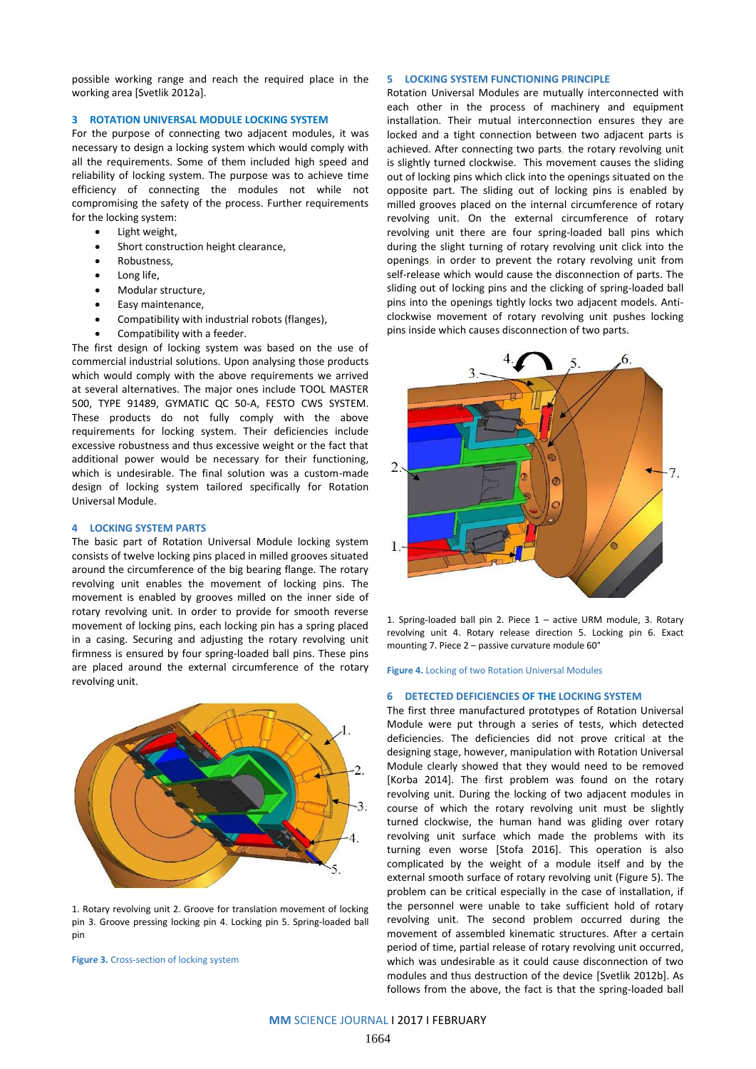possible working range and reach the required place in the working area [Svetlik 2012a].

## 3 ROTATION UNIVERSAL MODULE LOCKING SYSTEM

For the purpose of connecting two adjacent modules, it was necessary to design a locking system which would comply with all the requirements. Some of them included high speed and reliability of locking system. The purpose was to achieve time efficiency of connecting the modules not while not compromising the safety of the process. Further requirements for the locking system:

- Light weight,
- Short construction height clearance,
- Robustness,
- Long life,
- Modular structure,
- Easy maintenance,
- Compatibility with industrial robots (flanges),
- Compatibility with a feeder.

The first design of locking system was based on the use of commercial industrial solutions. Upon analysing those products which would comply with the above requirements we arrived at several alternatives. The major ones include TOOL MASTER 500, TYPE 91489, GYMATIC QC 50-A, FESTO CWS SYSTEM. These products do not fully comply with the above requirements for locking system. Their deficiencies include excessive robustness and thus excessive weight or the fact that additional power would be necessary for their functioning, which is undesirable. The final solution was a custom-made design of locking system tailored specifically for Rotation Universal Module.

## 4 LOCKING SYSTEM PARTS

The basic part of Rotation Universal Module locking system consists of twelve locking pins placed in milled grooves situated around the circumference of the big bearing flange. The rotary revolving unit enables the movement of locking pins. The movement is enabled by grooves milled on the inner side of rotary revolving unit. In order to provide for smooth reverse movement of locking pins, each locking pin has a spring placed in a casing. Securing and adjusting the rotary revolving unit firmness is ensured by four spring-loaded ball pins. These pins are placed around the external circumference of the rotary revolving unit.

1. Rotary revolving unit 2. Groove for translation movement of locking pin 3. Groove pressing locking pin 4. Locking pin 5. Spring-loaded ball pin

**Figure 3.** Cross-section of locking system

## 5 LOCKING SYSTEM FUNCTIONING PRINCIPLE

Rotation Universal Modules are mutually interconnected with each other in the process of machinery and equipment installation. Their mutual interconnection ensures they are locked and a tight connection between two adjacent parts is achieved. After connecting two parts, the rotary revolving unit is slightly turned clockwise. This movement causes the sliding out of locking pins which click into the openings situated on the opposite part. The sliding out of locking pins is enabled by milled grooves placed on the internal circumference of rotary revolving unit. On the external circumference of rotary revolving unit there are four spring-loaded ball pins which during the slight turning of rotary revolving unit click into the openings, in order to prevent the rotary revolving unit from self-release which would cause the disconnection of parts. The sliding out of locking pins and the clicking of spring-loaded ball pins into the openings tightly locks two adjacent models. Anti-clockwise movement of rotary revolving unit pushes locking pins inside which causes disconnection of two parts.

1. Spring-loaded ball pin 2. Piece 1 – active URM module, 3. Rotary revolving unit 4. Rotary release direction 5. Locking pin 6. Exact mounting 7. Piece 2 – passive curvature module 60°

**Figure 4.** Locking of two Rotation Universal Modules

## 6 DETECTED DEFICIENCIES OF THE LOCKING SYSTEM

The first three manufactured prototypes of Rotation Universal Module were put through a series of tests, which detected deficiencies. The deficiencies did not prove critical at the designing stage, however, manipulation with Rotation Universal Module clearly showed that they would need to be removed [Korba 2014]. The first problem was found on the rotary revolving unit. During the locking of two adjacent modules in course of which the rotary revolving unit must be slightly turned clockwise, the human hand was gliding over rotary revolving unit surface which made the problems with its turning even worse [Stofa 2016]. This operation is also complicated by the weight of a module itself and by the external smooth surface of rotary revolving unit (Figure 5). The problem can be critical especially in the case of installation, if the personnel were unable to take sufficient hold of rotary revolving unit. The second problem occurred during the movement of assembled kinematic structures. After a certain period of time, partial release of rotary revolving unit occurred, which was undesirable as it could cause disconnection of two modules and thus destruction of the device [Svetlik 2012b]. As follows from the above, the fact is that the spring-loaded ball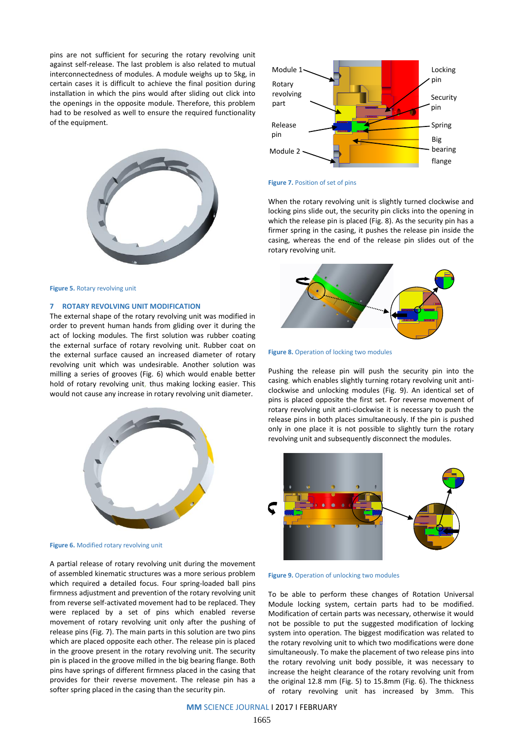pins are not sufficient for securing the rotary revolving unit against self-release. The last problem is also related to mutual interconnectedness of modules. A module weighs up to 5kg, in certain cases it is difficult to achieve the final position during installation in which the pins would after sliding out click into the openings in the opposite module. Therefore, this problem had to be resolved as well to ensure the required functionality of the equipment.

**Figure 5.** Rotary revolving unit

## 7 ROTARY REVOLVING UNIT MODIFICATION

The external shape of the rotary revolving unit was modified in order to prevent human hands from gliding over it during the act of locking modules. The first solution was rubber coating the external surface of rotary revolving unit. Rubber coat on the external surface caused an increased diameter of rotary revolving unit which was undesirable. Another solution was milling a series of grooves (Fig. 6) which would enable better hold of rotary revolving unit, thus making locking easier. This would not cause any increase in rotary revolving unit diameter.

**Figure 6.** Modified rotary revolving unit

A partial release of rotary revolving unit during the movement of assembled kinematic structures was a more serious problem which required a detailed focus. Four spring-loaded ball pins firmness adjustment and prevention of the rotary revolving unit from reverse self-activated movement had to be replaced. They were replaced by a set of pins which enabled reverse movement of rotary revolving unit only after the pushing of release pins (Fig. 7). The main parts in this solution are two pins which are placed opposite each other. The release pin is placed in the groove present in the rotary revolving unit. The security pin is placed in the groove milled in the big bearing flange. Both pins have springs of different firmness placed in the casing that provides for their reverse movement. The release pin has a softer spring placed in the casing than the security pin.

Module 1 | Rotary revolving part | Release pin | Module 2 | Locking pin | Security pin | Spring | Big bearing flange

**Figure 7.** Position of set of pins

When the rotary revolving unit is slightly turned clockwise and locking pins slide out, the security pin clicks into the opening in which the release pin is placed (Fig. 8). As the security pin has a firmer spring in the casing, it pushes the release pin inside the casing, whereas the end of the release pin slides out of the rotary revolving unit.

**Figure 8.** Operation of locking two modules

Pushing the release pin will push the security pin into the casing, which enables slightly turning rotary revolving unit anti-clockwise and unlocking modules (Fig. 9). An identical set of pins is placed opposite the first set. For reverse movement of rotary revolving unit anti-clockwise it is necessary to push the release pins in both places simultaneously. If the pin is pushed only in one place it is not possible to slightly turn the rotary revolving unit and subsequently disconnect the modules.

**Figure 9.** Operation of unlocking two modules

To be able to perform these changes of Rotation Universal Module locking system, certain parts had to be modified. Modification of certain parts was necessary, otherwise it would not be possible to put the suggested modification of locking system into operation. The biggest modification was related to the rotary revolving unit to which two modifications were done simultaneously. To make the placement of two release pins into the rotary revolving unit body possible, it was necessary to increase the height clearance of the rotary revolving unit from the original 12.8 mm (Fig. 5) to 15.8mm (Fig. 6). The thickness of rotary revolving unit has increased by 3mm. This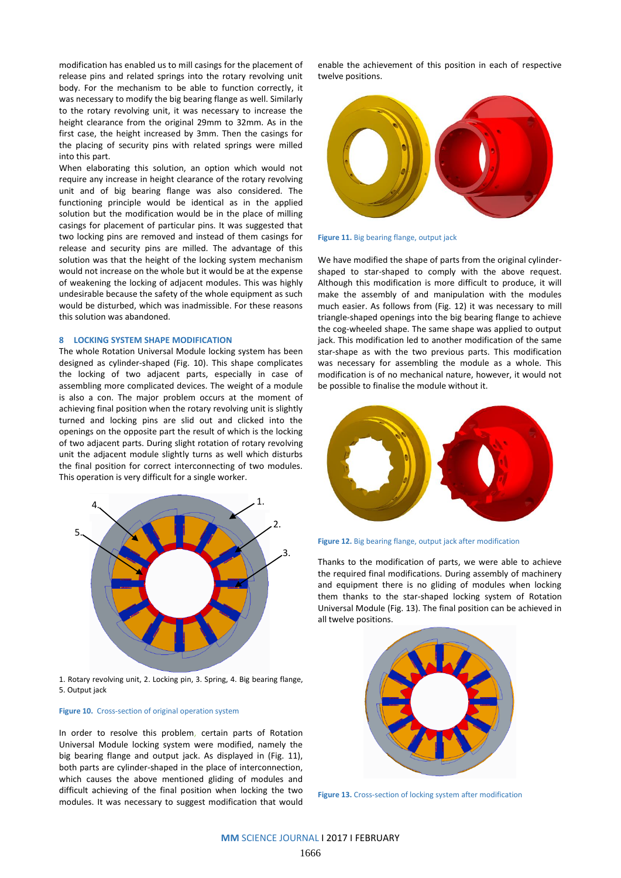modification has enabled us to mill casings for the placement of release pins and related springs into the rotary revolving unit body. For the mechanism to be able to function correctly, it was necessary to modify the big bearing flange as well. Similarly to the rotary revolving unit, it was necessary to increase the height clearance from the original 29mm to 32mm. As in the first case, the height increased by 3mm. Then the casings for the placing of security pins with related springs were milled into this part.

When elaborating this solution, an option which would not require any increase in height clearance of the rotary revolving unit and of big bearing flange was also considered. The functioning principle would be identical as in the applied solution but the modification would be in the place of milling casings for placement of particular pins. It was suggested that two locking pins are removed and instead of them casings for release and security pins are milled. The advantage of this solution was that the height of the locking system mechanism would not increase on the whole but it would be at the expense of weakening the locking of adjacent modules. This was highly undesirable because the safety of the whole equipment as such would be disturbed, which was inadmissible. For these reasons this solution was abandoned.

## 8 LOCKING SYSTEM SHAPE MODIFICATION

The whole Rotation Universal Module locking system has been designed as cylinder-shaped (Fig. 10). This shape complicates the locking of two adjacent parts, especially in case of assembling more complicated devices. The weight of a module is also a con. The major problem occurs at the moment of achieving final position when the rotary revolving unit is slightly turned and locking pins are slid out and clicked into the openings on the opposite part the result of which is the locking of two adjacent parts. During slight rotation of rotary revolving unit the adjacent module slightly turns as well which disturbs the final position for correct interconnecting of two modules. This operation is very difficult for a single worker.

1. Rotary revolving unit, 2. Locking pin, 3. Spring, 4. Big bearing flange, 5. Output jack

**Figure 10.** Cross-section of original operation system

In order to resolve this problem, certain parts of Rotation Universal Module locking system were modified, namely the big bearing flange and output jack. As displayed in (Fig. 11), both parts are cylinder-shaped in the place of interconnection, which causes the above mentioned gliding of modules and difficult achieving of the final position when locking the two modules. It was necessary to suggest modification that would enable the achievement of this position in each of respective twelve positions.

**Figure 11.** Big bearing flange, output jack

We have modified the shape of parts from the original cylinder-shaped to star-shaped to comply with the above request. Although this modification is more difficult to produce, it will make the assembly of and manipulation with the modules much easier. As follows from (Fig. 12) it was necessary to mill triangle-shaped openings into the big bearing flange to achieve the cog-wheeled shape. The same shape was applied to output jack. This modification led to another modification of the same star-shape as with the two previous parts. This modification was necessary for assembling the module as a whole. This modification is of no mechanical nature, however, it would not be possible to finalise the module without it.

**Figure 12.** Big bearing flange, output jack after modification

Thanks to the modification of parts, we were able to achieve the required final modifications. During assembly of machinery and equipment there is no gliding of modules when locking them thanks to the star-shaped locking system of Rotation Universal Module (Fig. 13). The final position can be achieved in all twelve positions.

**Figure 13.** Cross-section of locking system after modification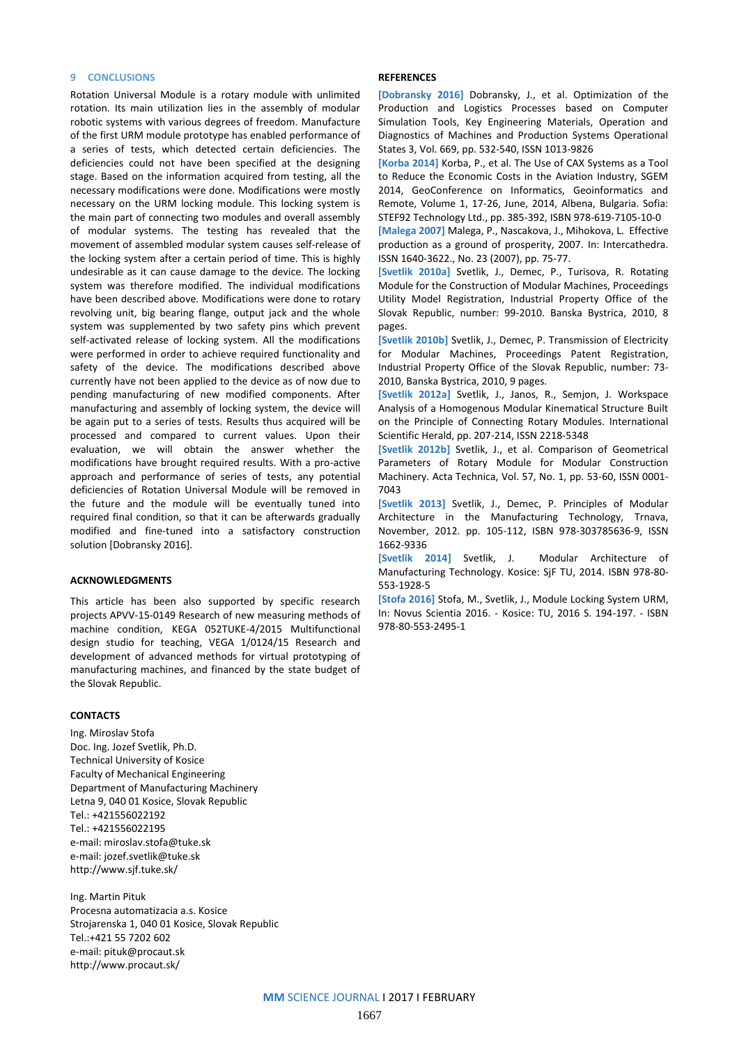## 9 CONCLUSIONS

Rotation Universal Module is a rotary module with unlimited rotation. Its main utilization lies in the assembly of modular robotic systems with various degrees of freedom. Manufacture of the first URM module prototype has enabled performance of a series of tests, which detected certain deficiencies. The deficiencies could not have been specified at the designing stage. Based on the information acquired from testing, all the necessary modifications were done. Modifications were mostly necessary on the URM locking module. This locking system is the main part of connecting two modules and overall assembly of modular systems. The testing has revealed that the movement of assembled modular system causes self-release of the locking system after a certain period of time. This is highly undesirable as it can cause damage to the device. The locking system was therefore modified. The individual modifications have been described above. Modifications were done to rotary revolving unit, big bearing flange, output jack and the whole system was supplemented by two safety pins which prevent self-activated release of locking system. All the modifications were performed in order to achieve required functionality and safety of the device. The modifications described above currently have not been applied to the device as of now due to pending manufacturing of new modified components. After manufacturing and assembly of locking system, the device will be again put to a series of tests. Results thus acquired will be processed and compared to current values. Upon their evaluation, we will obtain the answer whether the modifications have brought required results. With a pro-active approach and performance of series of tests, any potential deficiencies of Rotation Universal Module will be removed in the future and the module will be eventually tuned into required final condition, so that it can be afterwards gradually modified and fine-tuned into a satisfactory construction solution [Dobransky 2016].

## ACKNOWLEDGMENTS

This article has been also supported by specific research projects APVV-15-0149 Research of new measuring methods of machine condition, KEGA 052TUKE-4/2015 Multifunctional design studio for teaching, VEGA 1/0124/15 Research and development of advanced methods for virtual prototyping of manufacturing machines, and financed by the state budget of the Slovak Republic.

## CONTACTS

Ing. Miroslav Stofa
Doc. Ing. Jozef Svetlik, Ph.D.
Technical University of Kosice
Faculty of Mechanical Engineering
Department of Manufacturing Machinery
Letna 9, 040 01 Kosice, Slovak Republic
Tel.: +421556022192
Tel.: +421556022195
e-mail: miroslav.stofa@tuke.sk
e-mail: jozef.svetlik@tuke.sk
http://www.sjf.tuke.sk/

Ing. Martin Pituk
Procesna automatizacia a.s. Kosice
Strojarenska 1, 040 01 Kosice, Slovak Republic
Tel.:+421 55 7202 602
e-mail: pituk@procaut.sk
http://www.procaut.sk/

## REFERENCES

[Dobransky 2016] Dobransky, J., et al. Optimization of the Production and Logistics Processes based on Computer Simulation Tools, Key Engineering Materials, Operation and Diagnostics of Machines and Production Systems Operational States 3, Vol. 669, pp. 532-540, ISSN 1013-9826

[Korba 2014] Korba, P., et al. The Use of CAX Systems as a Tool to Reduce the Economic Costs in the Aviation Industry, SGEM 2014, GeoConference on Informatics, Geoinformatics and Remote, Volume 1, 17-26, June, 2014, Albena, Bulgaria. Sofia: STEF92 Technology Ltd., pp. 385-392, ISBN 978-619-7105-10-0

[Malega 2007] Malega, P., Nascakova, J., Mihokova, L. Effective production as a ground of prosperity, 2007. In: Intercathedra. ISSN 1640-3622., No. 23 (2007), pp. 75-77.

[Svetlik 2010a] Svetlik, J., Demec, P., Turisova, R. Rotating Module for the Construction of Modular Machines, Proceedings Utility Model Registration, Industrial Property Office of the Slovak Republic, number: 99-2010. Banska Bystrica, 2010, 8 pages.

[Svetlik 2010b] Svetlik, J., Demec, P. Transmission of Electricity for Modular Machines, Proceedings Patent Registration, Industrial Property Office of the Slovak Republic, number: 73-2010, Banska Bystrica, 2010, 9 pages.

[Svetlik 2012a] Svetlik, J., Janos, R., Semjon, J. Workspace Analysis of a Homogenous Modular Kinematical Structure Built on the Principle of Connecting Rotary Modules. International Scientific Herald, pp. 207-214, ISSN 2218-5348

[Svetlik 2012b] Svetlik, J., et al. Comparison of Geometrical Parameters of Rotary Module for Modular Construction Machinery. Acta Technica, Vol. 57, No. 1, pp. 53-60, ISSN 0001-7043

[Svetlik 2013] Svetlik, J., Demec, P. Principles of Modular Architecture in the Manufacturing Technology, Trnava, November, 2012. pp. 105-112, ISBN 978-303785636-9, ISSN 1662-9336

[Svetlik 2014] Svetlik, J. Modular Architecture of Manufacturing Technology. Kosice: SjF TU, 2014. ISBN 978-80-553-1928-5

[Stofa 2016] Stofa, M., Svetlik, J., Module Locking System URM, In: Novus Scientia 2016. - Kosice: TU, 2016 S. 194-197. - ISBN 978-80-553-2495-1